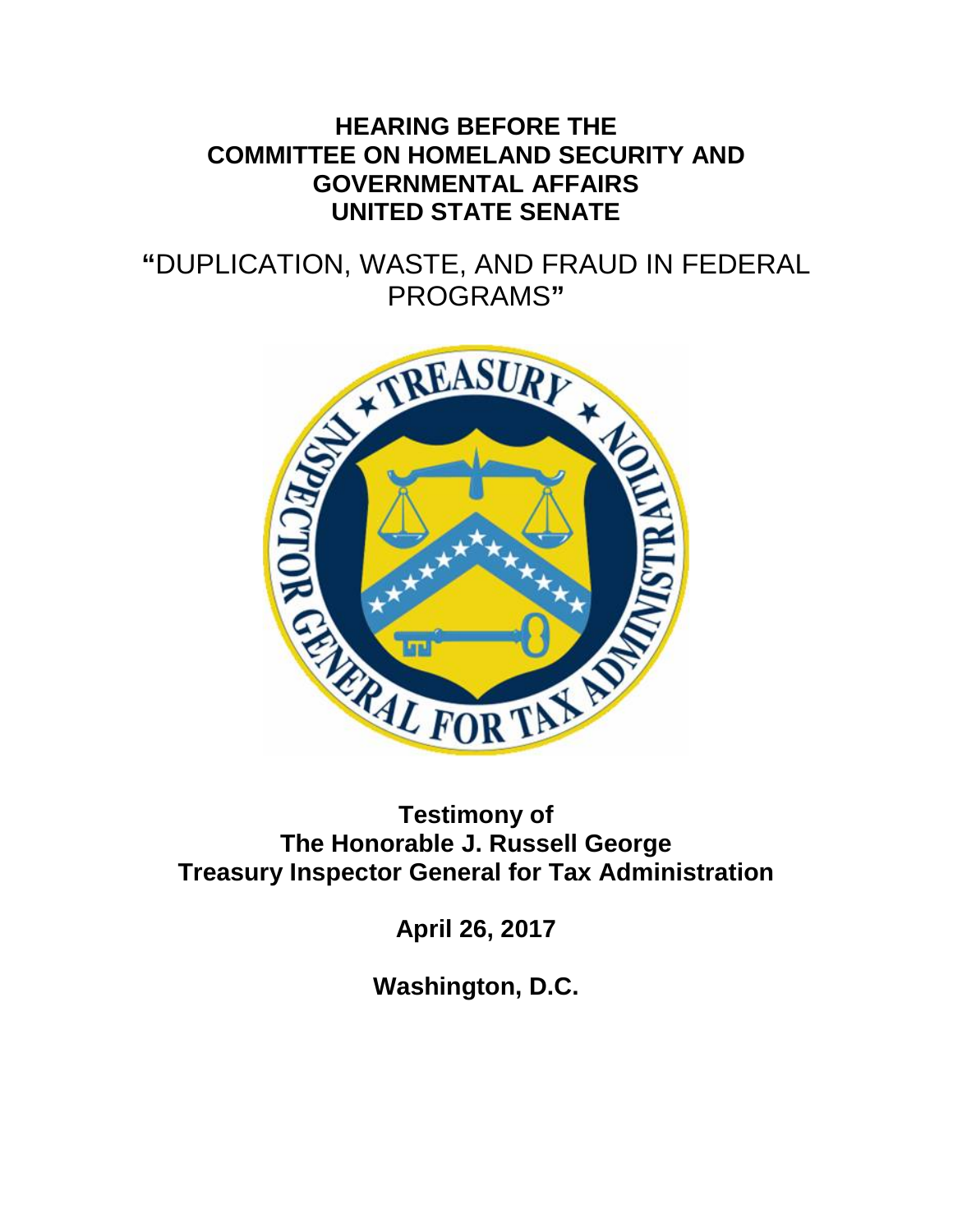**HEARING BEFORE THE**
**COMMITTEE ON HOMELAND SECURITY AND GOVERNMENTAL AFFAIRS**
**UNITED STATE SENATE**

# "DUPLICATION, WASTE, AND FRAUD IN FEDERAL PROGRAMS"

**Testimony of**
**The Honorable J. Russell George**
**Treasury Inspector General for Tax Administration**

**April 26, 2017**

**Washington, D.C.**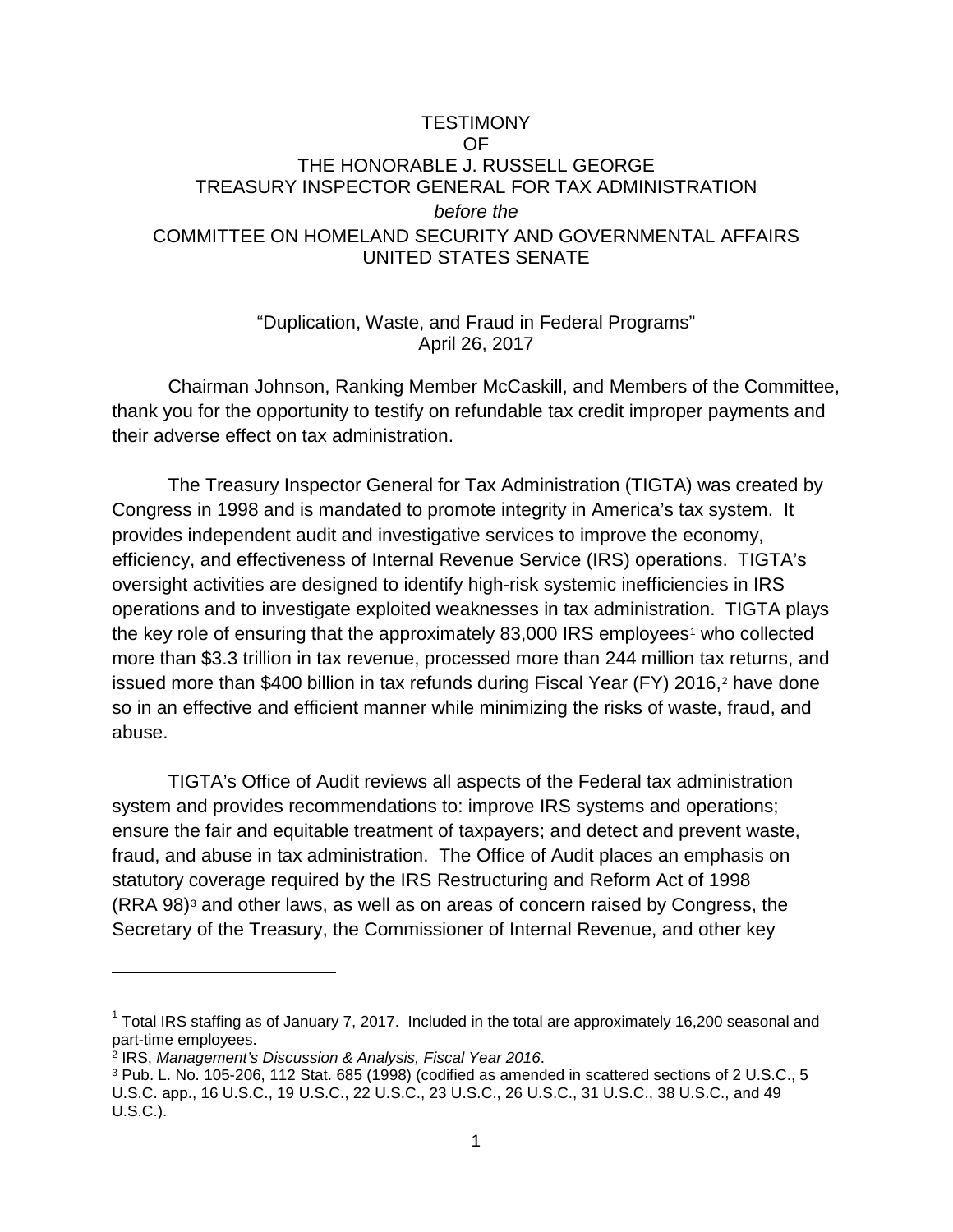TESTIMONY

OF

THE HONORABLE J. RUSSELL GEORGE

TREASURY INSPECTOR GENERAL FOR TAX ADMINISTRATION

*before the*

COMMITTEE ON HOMELAND SECURITY AND GOVERNMENTAL AFFAIRS

UNITED STATES SENATE

"Duplication, Waste, and Fraud in Federal Programs"

April 26, 2017

Chairman Johnson, Ranking Member McCaskill, and Members of the Committee, thank you for the opportunity to testify on refundable tax credit improper payments and their adverse effect on tax administration.

The Treasury Inspector General for Tax Administration (TIGTA) was created by Congress in 1998 and is mandated to promote integrity in America's tax system. It provides independent audit and investigative services to improve the economy, efficiency, and effectiveness of Internal Revenue Service (IRS) operations. TIGTA's oversight activities are designed to identify high-risk systemic inefficiencies in IRS operations and to investigate exploited weaknesses in tax administration. TIGTA plays the key role of ensuring that the approximately 83,000 IRS employees[1] who collected more than $3.3 trillion in tax revenue, processed more than 244 million tax returns, and issued more than $400 billion in tax refunds during Fiscal Year (FY) 2016,[2] have done so in an effective and efficient manner while minimizing the risks of waste, fraud, and abuse.

TIGTA's Office of Audit reviews all aspects of the Federal tax administration system and provides recommendations to: improve IRS systems and operations; ensure the fair and equitable treatment of taxpayers; and detect and prevent waste, fraud, and abuse in tax administration. The Office of Audit places an emphasis on statutory coverage required by the IRS Restructuring and Reform Act of 1998 (RRA 98)[3] and other laws, as well as on areas of concern raised by Congress, the Secretary of the Treasury, the Commissioner of Internal Revenue, and other key

---

[1] Total IRS staffing as of January 7, 2017. Included in the total are approximately 16,200 seasonal and part-time employees.

[2] IRS, *Management's Discussion & Analysis, Fiscal Year 2016*.

[3] Pub. L. No. 105-206, 112 Stat. 685 (1998) (codified as amended in scattered sections of 2 U.S.C., 5 U.S.C. app., 16 U.S.C., 19 U.S.C., 22 U.S.C., 23 U.S.C., 26 U.S.C., 31 U.S.C., 38 U.S.C., and 49 U.S.C.).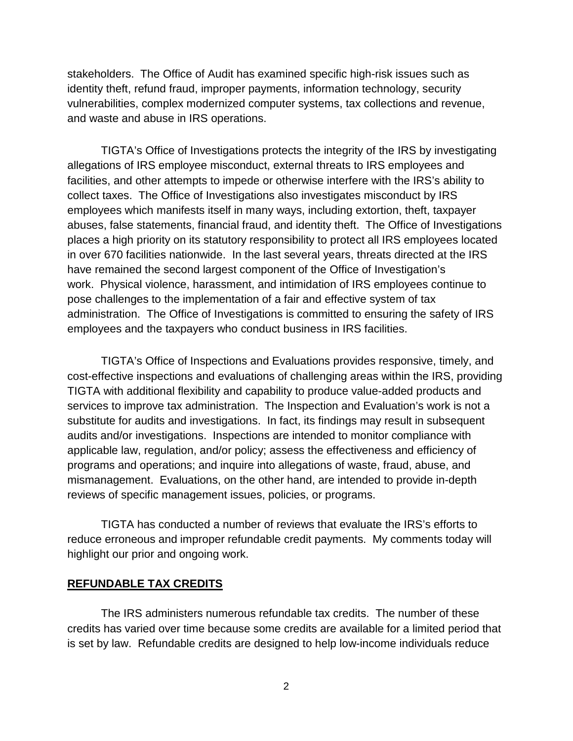stakeholders. The Office of Audit has examined specific high-risk issues such as identity theft, refund fraud, improper payments, information technology, security vulnerabilities, complex modernized computer systems, tax collections and revenue, and waste and abuse in IRS operations.

TIGTA's Office of Investigations protects the integrity of the IRS by investigating allegations of IRS employee misconduct, external threats to IRS employees and facilities, and other attempts to impede or otherwise interfere with the IRS's ability to collect taxes. The Office of Investigations also investigates misconduct by IRS employees which manifests itself in many ways, including extortion, theft, taxpayer abuses, false statements, financial fraud, and identity theft. The Office of Investigations places a high priority on its statutory responsibility to protect all IRS employees located in over 670 facilities nationwide. In the last several years, threats directed at the IRS have remained the second largest component of the Office of Investigation's work. Physical violence, harassment, and intimidation of IRS employees continue to pose challenges to the implementation of a fair and effective system of tax administration. The Office of Investigations is committed to ensuring the safety of IRS employees and the taxpayers who conduct business in IRS facilities.

TIGTA's Office of Inspections and Evaluations provides responsive, timely, and cost-effective inspections and evaluations of challenging areas within the IRS, providing TIGTA with additional flexibility and capability to produce value-added products and services to improve tax administration. The Inspection and Evaluation's work is not a substitute for audits and investigations. In fact, its findings may result in subsequent audits and/or investigations. Inspections are intended to monitor compliance with applicable law, regulation, and/or policy; assess the effectiveness and efficiency of programs and operations; and inquire into allegations of waste, fraud, abuse, and mismanagement. Evaluations, on the other hand, are intended to provide in-depth reviews of specific management issues, policies, or programs.

TIGTA has conducted a number of reviews that evaluate the IRS's efforts to reduce erroneous and improper refundable credit payments. My comments today will highlight our prior and ongoing work.

## REFUNDABLE TAX CREDITS

The IRS administers numerous refundable tax credits. The number of these credits has varied over time because some credits are available for a limited period that is set by law. Refundable credits are designed to help low-income individuals reduce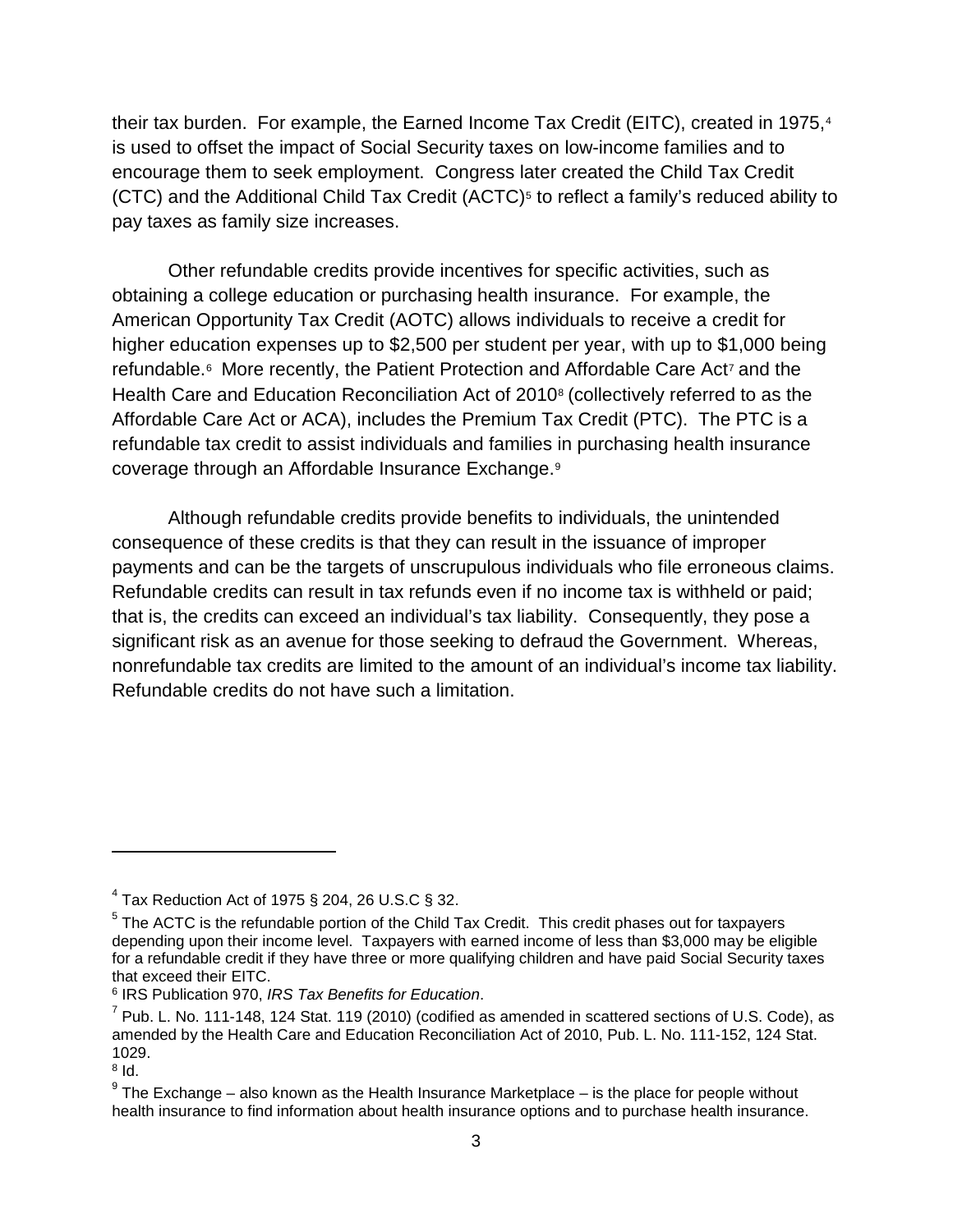their tax burden. For example, the Earned Income Tax Credit (EITC), created in 1975,[4] is used to offset the impact of Social Security taxes on low-income families and to encourage them to seek employment. Congress later created the Child Tax Credit (CTC) and the Additional Child Tax Credit (ACTC)[5] to reflect a family's reduced ability to pay taxes as family size increases.

Other refundable credits provide incentives for specific activities, such as obtaining a college education or purchasing health insurance. For example, the American Opportunity Tax Credit (AOTC) allows individuals to receive a credit for higher education expenses up to $2,500 per student per year, with up to $1,000 being refundable.[6] More recently, the Patient Protection and Affordable Care Act[7] and the Health Care and Education Reconciliation Act of 2010[8] (collectively referred to as the Affordable Care Act or ACA), includes the Premium Tax Credit (PTC). The PTC is a refundable tax credit to assist individuals and families in purchasing health insurance coverage through an Affordable Insurance Exchange.[9]

Although refundable credits provide benefits to individuals, the unintended consequence of these credits is that they can result in the issuance of improper payments and can be the targets of unscrupulous individuals who file erroneous claims. Refundable credits can result in tax refunds even if no income tax is withheld or paid; that is, the credits can exceed an individual's tax liability. Consequently, they pose a significant risk as an avenue for those seeking to defraud the Government. Whereas, nonrefundable tax credits are limited to the amount of an individual's income tax liability. Refundable credits do not have such a limitation.

---

[4] Tax Reduction Act of 1975 § 204, 26 U.S.C § 32.

[5] The ACTC is the refundable portion of the Child Tax Credit. This credit phases out for taxpayers depending upon their income level. Taxpayers with earned income of less than $3,000 may be eligible for a refundable credit if they have three or more qualifying children and have paid Social Security taxes that exceed their EITC.

[6] IRS Publication 970, *IRS Tax Benefits for Education*.

[7] Pub. L. No. 111-148, 124 Stat. 119 (2010) (codified as amended in scattered sections of U.S. Code), as amended by the Health Care and Education Reconciliation Act of 2010, Pub. L. No. 111-152, 124 Stat. 1029.

[8] Id.

[9] The Exchange – also known as the Health Insurance Marketplace – is the place for people without health insurance to find information about health insurance options and to purchase health insurance.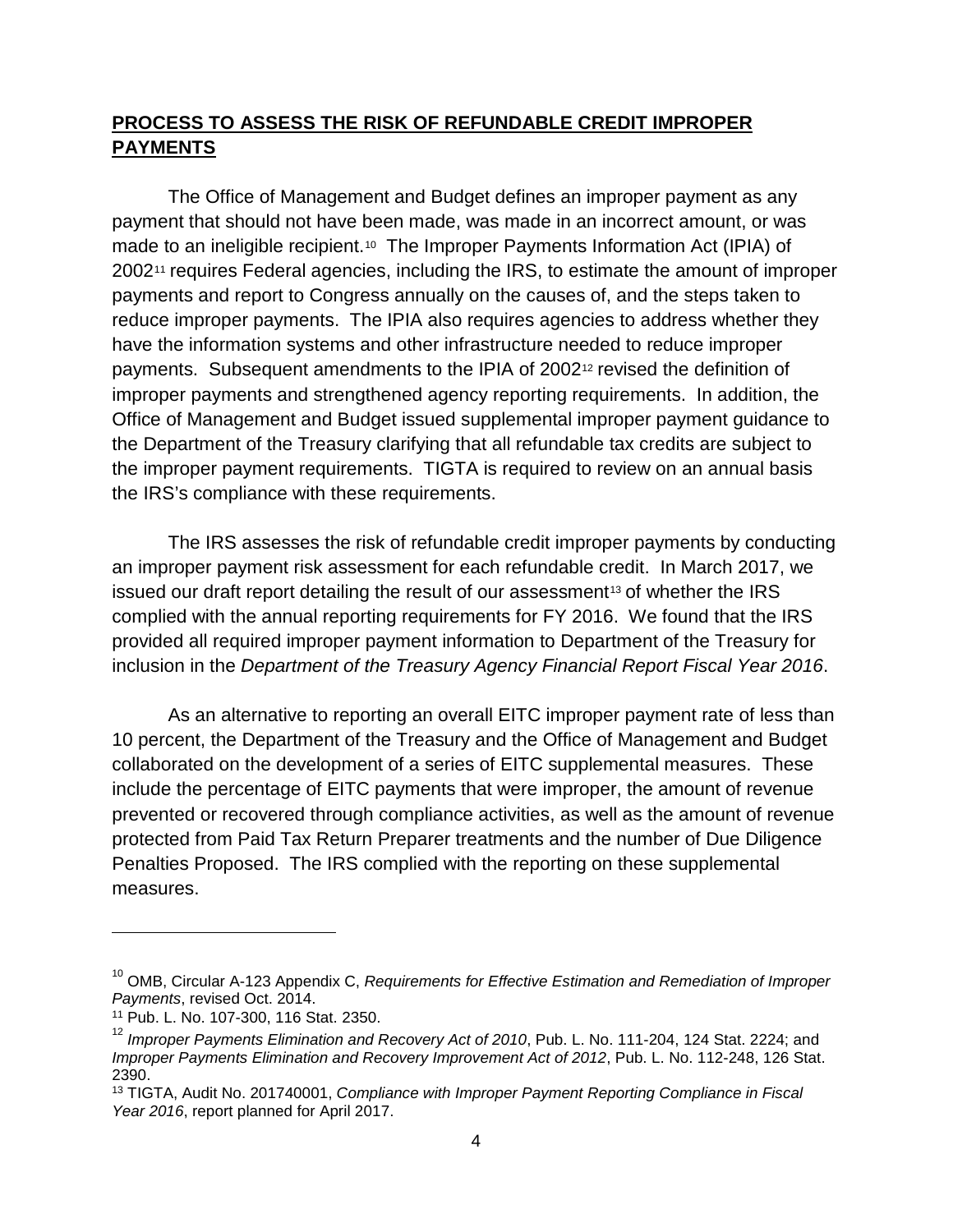## **PROCESS TO ASSESS THE RISK OF REFUNDABLE CREDIT IMPROPER PAYMENTS**

The Office of Management and Budget defines an improper payment as any payment that should not have been made, was made in an incorrect amount, or was made to an ineligible recipient.[10] The Improper Payments Information Act (IPIA) of 2002[11] requires Federal agencies, including the IRS, to estimate the amount of improper payments and report to Congress annually on the causes of, and the steps taken to reduce improper payments. The IPIA also requires agencies to address whether they have the information systems and other infrastructure needed to reduce improper payments. Subsequent amendments to the IPIA of 2002[12] revised the definition of improper payments and strengthened agency reporting requirements. In addition, the Office of Management and Budget issued supplemental improper payment guidance to the Department of the Treasury clarifying that all refundable tax credits are subject to the improper payment requirements. TIGTA is required to review on an annual basis the IRS's compliance with these requirements.

The IRS assesses the risk of refundable credit improper payments by conducting an improper payment risk assessment for each refundable credit. In March 2017, we issued our draft report detailing the result of our assessment[13] of whether the IRS complied with the annual reporting requirements for FY 2016. We found that the IRS provided all required improper payment information to Department of the Treasury for inclusion in the *Department of the Treasury Agency Financial Report Fiscal Year 2016*.

As an alternative to reporting an overall EITC improper payment rate of less than 10 percent, the Department of the Treasury and the Office of Management and Budget collaborated on the development of a series of EITC supplemental measures. These include the percentage of EITC payments that were improper, the amount of revenue prevented or recovered through compliance activities, as well as the amount of revenue protected from Paid Tax Return Preparer treatments and the number of Due Diligence Penalties Proposed. The IRS complied with the reporting on these supplemental measures.

---

[10] OMB, Circular A-123 Appendix C, *Requirements for Effective Estimation and Remediation of Improper Payments*, revised Oct. 2014.

[11] Pub. L. No. 107-300, 116 Stat. 2350.

[12] *Improper Payments Elimination and Recovery Act of 2010*, Pub. L. No. 111-204, 124 Stat. 2224; and *Improper Payments Elimination and Recovery Improvement Act of 2012*, Pub. L. No. 112-248, 126 Stat. 2390.

[13] TIGTA, Audit No. 201740001, *Compliance with Improper Payment Reporting Compliance in Fiscal Year 2016*, report planned for April 2017.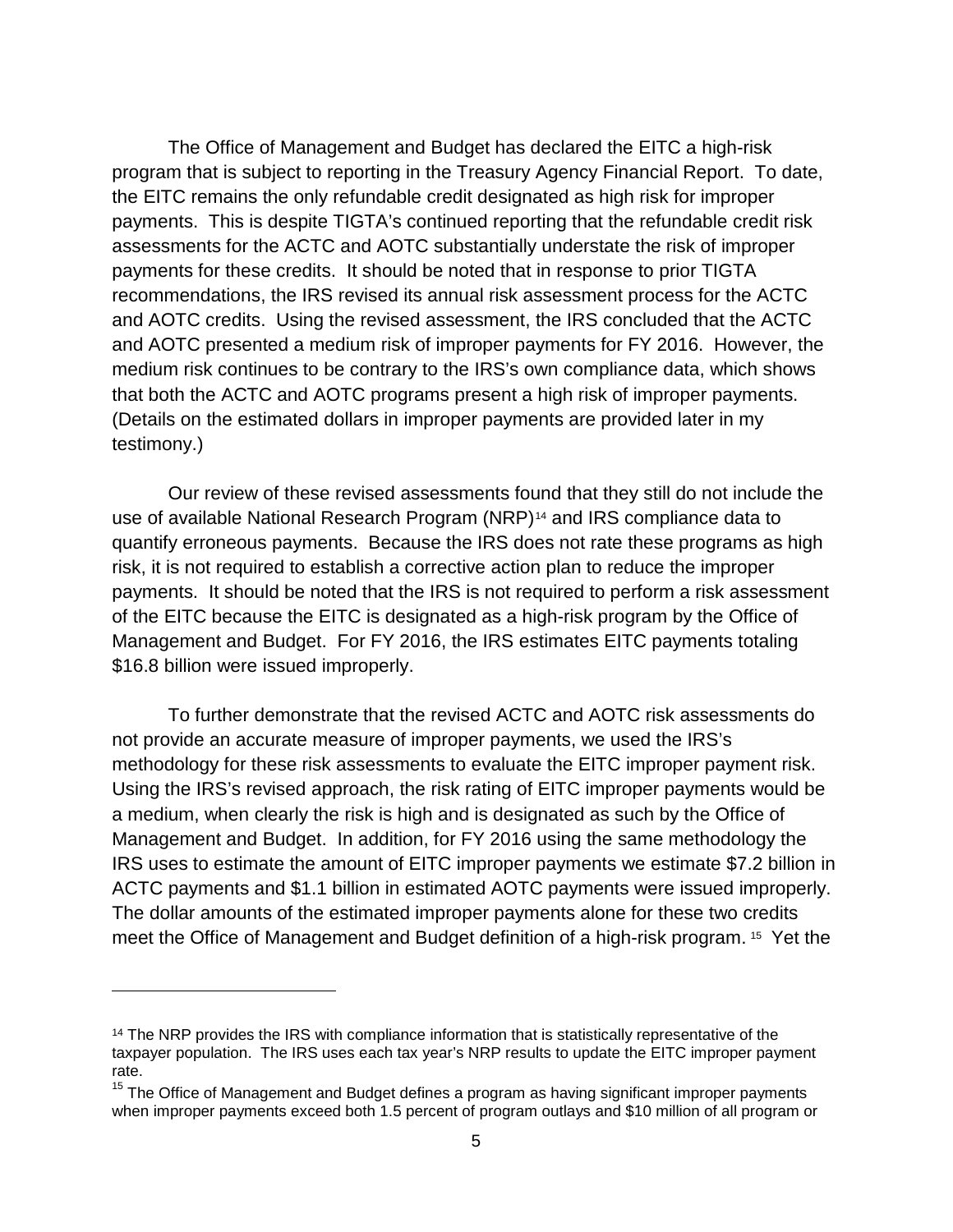The Office of Management and Budget has declared the EITC a high-risk program that is subject to reporting in the Treasury Agency Financial Report. To date, the EITC remains the only refundable credit designated as high risk for improper payments. This is despite TIGTA's continued reporting that the refundable credit risk assessments for the ACTC and AOTC substantially understate the risk of improper payments for these credits. It should be noted that in response to prior TIGTA recommendations, the IRS revised its annual risk assessment process for the ACTC and AOTC credits. Using the revised assessment, the IRS concluded that the ACTC and AOTC presented a medium risk of improper payments for FY 2016. However, the medium risk continues to be contrary to the IRS's own compliance data, which shows that both the ACTC and AOTC programs present a high risk of improper payments. (Details on the estimated dollars in improper payments are provided later in my testimony.)

Our review of these revised assessments found that they still do not include the use of available National Research Program (NRP)[14] and IRS compliance data to quantify erroneous payments. Because the IRS does not rate these programs as high risk, it is not required to establish a corrective action plan to reduce the improper payments. It should be noted that the IRS is not required to perform a risk assessment of the EITC because the EITC is designated as a high-risk program by the Office of Management and Budget. For FY 2016, the IRS estimates EITC payments totaling $16.8 billion were issued improperly.

To further demonstrate that the revised ACTC and AOTC risk assessments do not provide an accurate measure of improper payments, we used the IRS's methodology for these risk assessments to evaluate the EITC improper payment risk. Using the IRS's revised approach, the risk rating of EITC improper payments would be a medium, when clearly the risk is high and is designated as such by the Office of Management and Budget. In addition, for FY 2016 using the same methodology the IRS uses to estimate the amount of EITC improper payments we estimate $7.2 billion in ACTC payments and $1.1 billion in estimated AOTC payments were issued improperly. The dollar amounts of the estimated improper payments alone for these two credits meet the Office of Management and Budget definition of a high-risk program.[15] Yet the

---

[14] The NRP provides the IRS with compliance information that is statistically representative of the taxpayer population. The IRS uses each tax year's NRP results to update the EITC improper payment rate.

[15] The Office of Management and Budget defines a program as having significant improper payments when improper payments exceed both 1.5 percent of program outlays and $10 million of all program or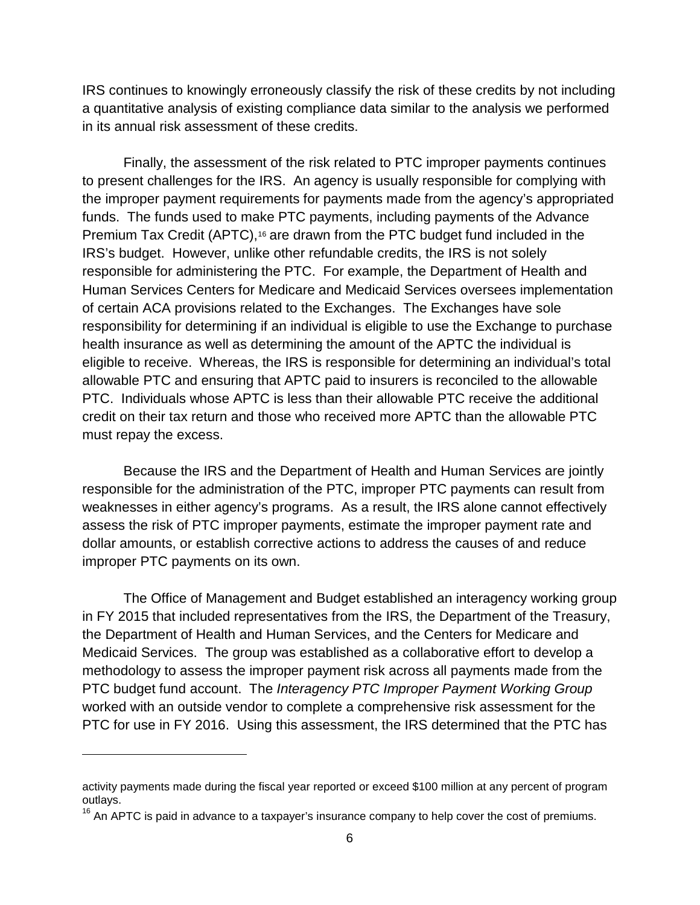IRS continues to knowingly erroneously classify the risk of these credits by not including a quantitative analysis of existing compliance data similar to the analysis we performed in its annual risk assessment of these credits.

Finally, the assessment of the risk related to PTC improper payments continues to present challenges for the IRS. An agency is usually responsible for complying with the improper payment requirements for payments made from the agency's appropriated funds. The funds used to make PTC payments, including payments of the Advance Premium Tax Credit (APTC),[16] are drawn from the PTC budget fund included in the IRS's budget. However, unlike other refundable credits, the IRS is not solely responsible for administering the PTC. For example, the Department of Health and Human Services Centers for Medicare and Medicaid Services oversees implementation of certain ACA provisions related to the Exchanges. The Exchanges have sole responsibility for determining if an individual is eligible to use the Exchange to purchase health insurance as well as determining the amount of the APTC the individual is eligible to receive. Whereas, the IRS is responsible for determining an individual's total allowable PTC and ensuring that APTC paid to insurers is reconciled to the allowable PTC. Individuals whose APTC is less than their allowable PTC receive the additional credit on their tax return and those who received more APTC than the allowable PTC must repay the excess.

Because the IRS and the Department of Health and Human Services are jointly responsible for the administration of the PTC, improper PTC payments can result from weaknesses in either agency's programs. As a result, the IRS alone cannot effectively assess the risk of PTC improper payments, estimate the improper payment rate and dollar amounts, or establish corrective actions to address the causes of and reduce improper PTC payments on its own.

The Office of Management and Budget established an interagency working group in FY 2015 that included representatives from the IRS, the Department of the Treasury, the Department of Health and Human Services, and the Centers for Medicare and Medicaid Services. The group was established as a collaborative effort to develop a methodology to assess the improper payment risk across all payments made from the PTC budget fund account. The *Interagency PTC Improper Payment Working Group* worked with an outside vendor to complete a comprehensive risk assessment for the PTC for use in FY 2016. Using this assessment, the IRS determined that the PTC has

---

activity payments made during the fiscal year reported or exceed $100 million at any percent of program outlays.

[16] An APTC is paid in advance to a taxpayer's insurance company to help cover the cost of premiums.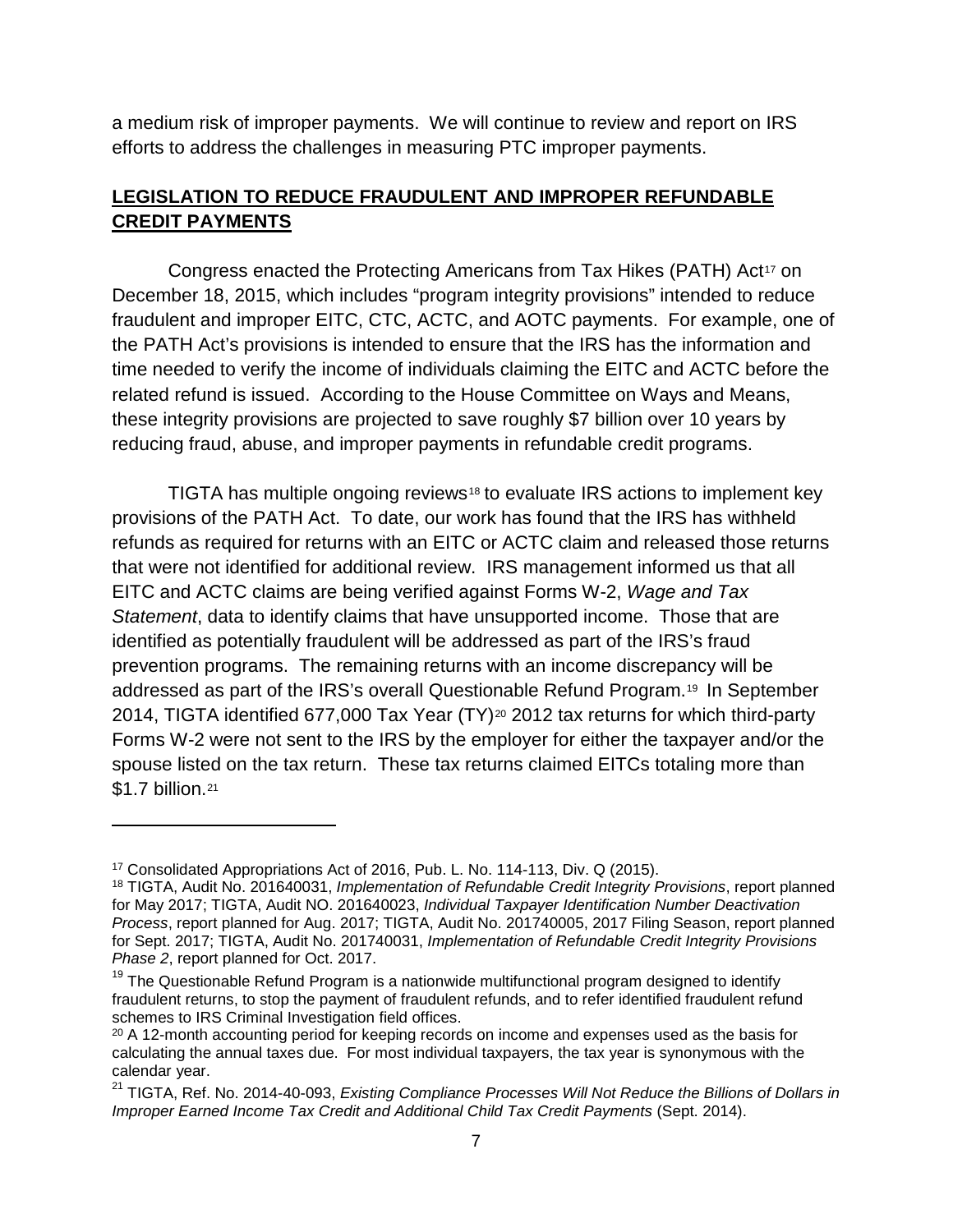a medium risk of improper payments. We will continue to review and report on IRS efforts to address the challenges in measuring PTC improper payments.

## **LEGISLATION TO REDUCE FRAUDULENT AND IMPROPER REFUNDABLE CREDIT PAYMENTS**

Congress enacted the Protecting Americans from Tax Hikes (PATH) Act[17] on December 18, 2015, which includes "program integrity provisions" intended to reduce fraudulent and improper EITC, CTC, ACTC, and AOTC payments. For example, one of the PATH Act's provisions is intended to ensure that the IRS has the information and time needed to verify the income of individuals claiming the EITC and ACTC before the related refund is issued. According to the House Committee on Ways and Means, these integrity provisions are projected to save roughly $7 billion over 10 years by reducing fraud, abuse, and improper payments in refundable credit programs.

TIGTA has multiple ongoing reviews[18] to evaluate IRS actions to implement key provisions of the PATH Act. To date, our work has found that the IRS has withheld refunds as required for returns with an EITC or ACTC claim and released those returns that were not identified for additional review. IRS management informed us that all EITC and ACTC claims are being verified against Forms W-2, *Wage and Tax Statement*, data to identify claims that have unsupported income. Those that are identified as potentially fraudulent will be addressed as part of the IRS's fraud prevention programs. The remaining returns with an income discrepancy will be addressed as part of the IRS's overall Questionable Refund Program.[19] In September 2014, TIGTA identified 677,000 Tax Year (TY)[20] 2012 tax returns for which third-party Forms W-2 were not sent to the IRS by the employer for either the taxpayer and/or the spouse listed on the tax return. These tax returns claimed EITCs totaling more than $1.7 billion.[21]

---

[17] Consolidated Appropriations Act of 2016, Pub. L. No. 114-113, Div. Q (2015).

[18] TIGTA, Audit No. 201640031, *Implementation of Refundable Credit Integrity Provisions*, report planned for May 2017; TIGTA, Audit NO. 201640023, *Individual Taxpayer Identification Number Deactivation Process*, report planned for Aug. 2017; TIGTA, Audit No. 201740005, 2017 Filing Season, report planned for Sept. 2017; TIGTA, Audit No. 201740031, *Implementation of Refundable Credit Integrity Provisions Phase 2*, report planned for Oct. 2017.

[19] The Questionable Refund Program is a nationwide multifunctional program designed to identify fraudulent returns, to stop the payment of fraudulent refunds, and to refer identified fraudulent refund schemes to IRS Criminal Investigation field offices.

[20] A 12-month accounting period for keeping records on income and expenses used as the basis for calculating the annual taxes due. For most individual taxpayers, the tax year is synonymous with the calendar year.

[21] TIGTA, Ref. No. 2014-40-093, *Existing Compliance Processes Will Not Reduce the Billions of Dollars in Improper Earned Income Tax Credit and Additional Child Tax Credit Payments* (Sept. 2014).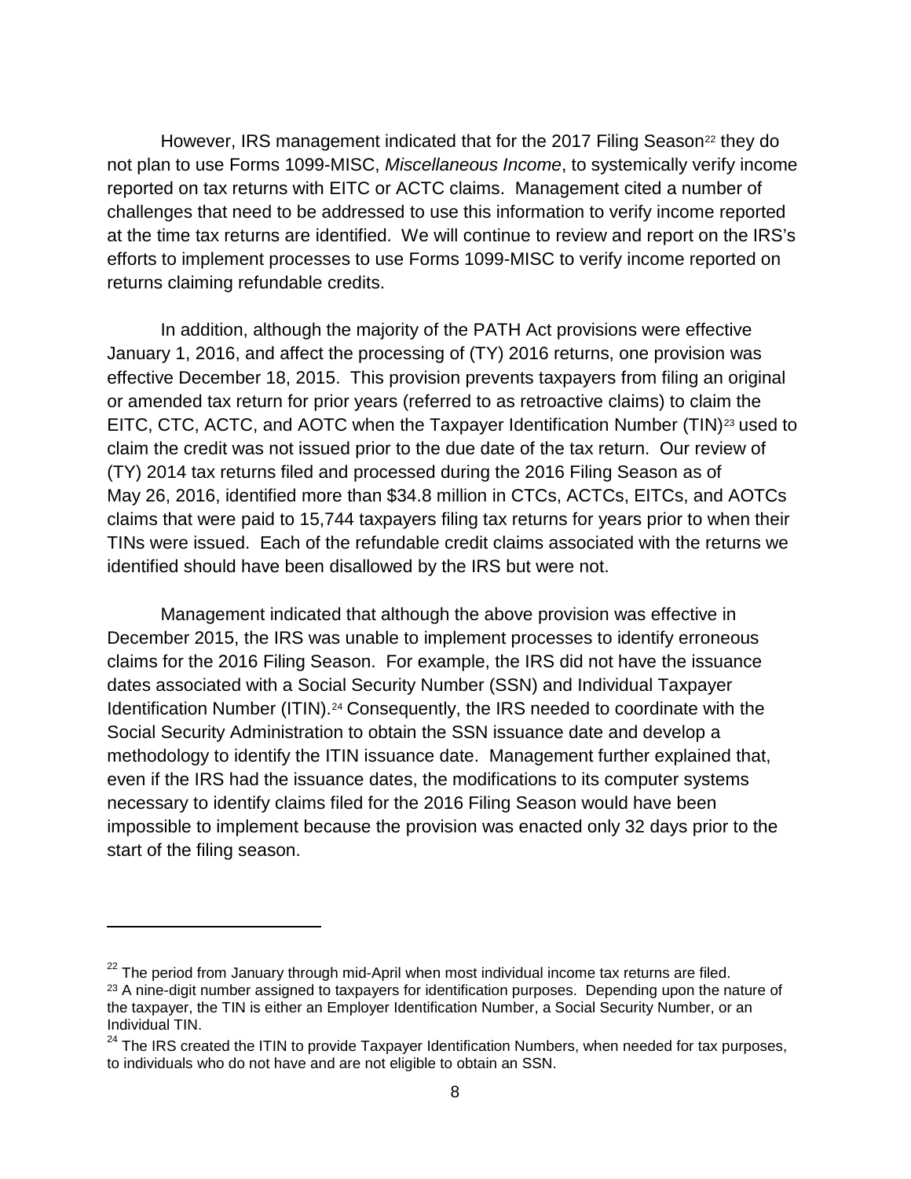However, IRS management indicated that for the 2017 Filing Season[22] they do not plan to use Forms 1099-MISC, *Miscellaneous Income*, to systemically verify income reported on tax returns with EITC or ACTC claims. Management cited a number of challenges that need to be addressed to use this information to verify income reported at the time tax returns are identified. We will continue to review and report on the IRS's efforts to implement processes to use Forms 1099-MISC to verify income reported on returns claiming refundable credits.

In addition, although the majority of the PATH Act provisions were effective January 1, 2016, and affect the processing of (TY) 2016 returns, one provision was effective December 18, 2015. This provision prevents taxpayers from filing an original or amended tax return for prior years (referred to as retroactive claims) to claim the EITC, CTC, ACTC, and AOTC when the Taxpayer Identification Number (TIN)[23] used to claim the credit was not issued prior to the due date of the tax return. Our review of (TY) 2014 tax returns filed and processed during the 2016 Filing Season as of May 26, 2016, identified more than $34.8 million in CTCs, ACTCs, EITCs, and AOTCs claims that were paid to 15,744 taxpayers filing tax returns for years prior to when their TINs were issued. Each of the refundable credit claims associated with the returns we identified should have been disallowed by the IRS but were not.

Management indicated that although the above provision was effective in December 2015, the IRS was unable to implement processes to identify erroneous claims for the 2016 Filing Season. For example, the IRS did not have the issuance dates associated with a Social Security Number (SSN) and Individual Taxpayer Identification Number (ITIN).[24] Consequently, the IRS needed to coordinate with the Social Security Administration to obtain the SSN issuance date and develop a methodology to identify the ITIN issuance date. Management further explained that, even if the IRS had the issuance dates, the modifications to its computer systems necessary to identify claims filed for the 2016 Filing Season would have been impossible to implement because the provision was enacted only 32 days prior to the start of the filing season.

---

[22] The period from January through mid-April when most individual income tax returns are filed.

[23] A nine-digit number assigned to taxpayers for identification purposes. Depending upon the nature of the taxpayer, the TIN is either an Employer Identification Number, a Social Security Number, or an Individual TIN.

[24] The IRS created the ITIN to provide Taxpayer Identification Numbers, when needed for tax purposes, to individuals who do not have and are not eligible to obtain an SSN.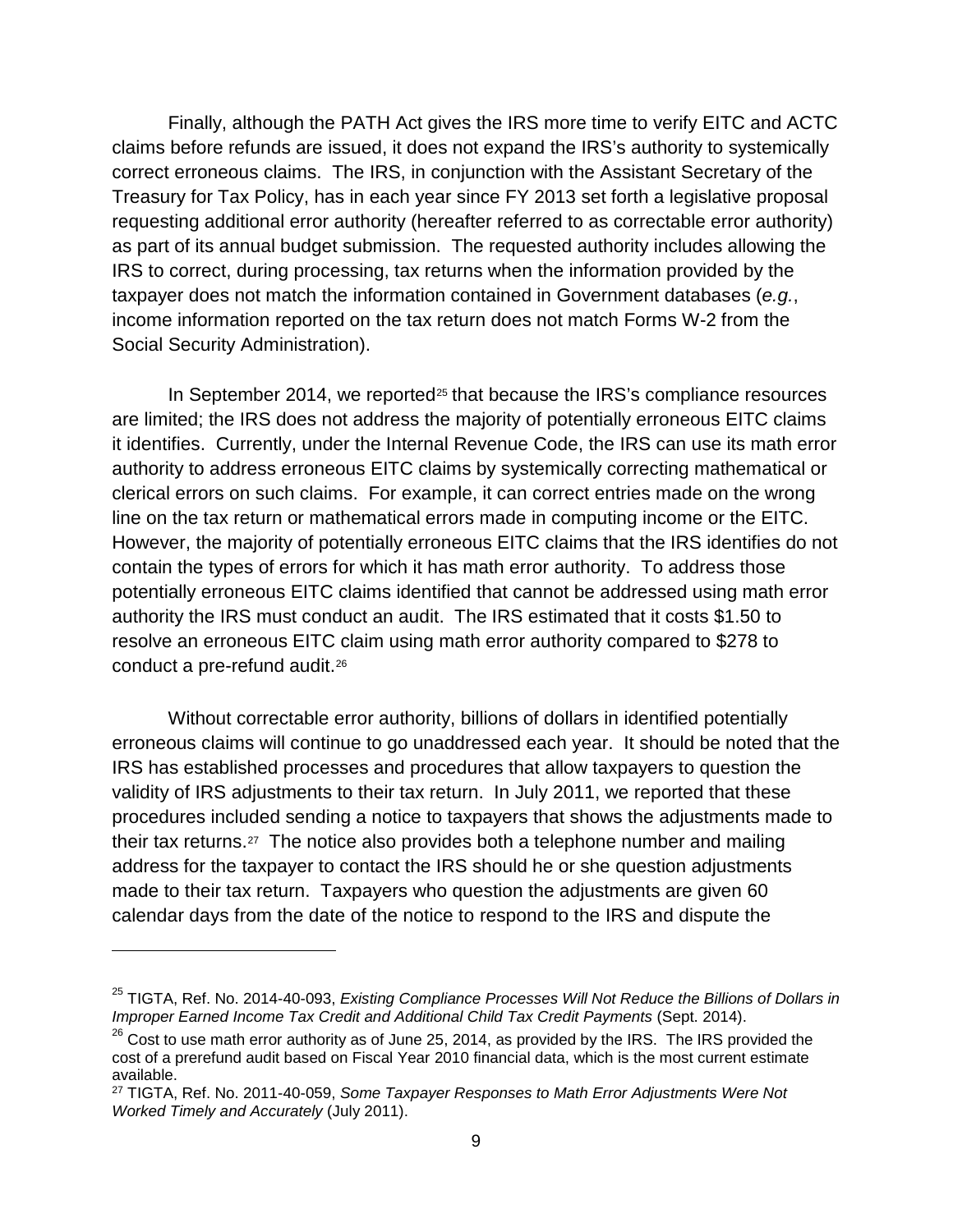Finally, although the PATH Act gives the IRS more time to verify EITC and ACTC claims before refunds are issued, it does not expand the IRS's authority to systemically correct erroneous claims. The IRS, in conjunction with the Assistant Secretary of the Treasury for Tax Policy, has in each year since FY 2013 set forth a legislative proposal requesting additional error authority (hereafter referred to as correctable error authority) as part of its annual budget submission. The requested authority includes allowing the IRS to correct, during processing, tax returns when the information provided by the taxpayer does not match the information contained in Government databases (*e.g.*, income information reported on the tax return does not match Forms W-2 from the Social Security Administration).

In September 2014, we reported[25] that because the IRS's compliance resources are limited; the IRS does not address the majority of potentially erroneous EITC claims it identifies. Currently, under the Internal Revenue Code, the IRS can use its math error authority to address erroneous EITC claims by systemically correcting mathematical or clerical errors on such claims. For example, it can correct entries made on the wrong line on the tax return or mathematical errors made in computing income or the EITC. However, the majority of potentially erroneous EITC claims that the IRS identifies do not contain the types of errors for which it has math error authority. To address those potentially erroneous EITC claims identified that cannot be addressed using math error authority the IRS must conduct an audit. The IRS estimated that it costs $1.50 to resolve an erroneous EITC claim using math error authority compared to $278 to conduct a pre-refund audit.[26]

Without correctable error authority, billions of dollars in identified potentially erroneous claims will continue to go unaddressed each year. It should be noted that the IRS has established processes and procedures that allow taxpayers to question the validity of IRS adjustments to their tax return. In July 2011, we reported that these procedures included sending a notice to taxpayers that shows the adjustments made to their tax returns.[27] The notice also provides both a telephone number and mailing address for the taxpayer to contact the IRS should he or she question adjustments made to their tax return. Taxpayers who question the adjustments are given 60 calendar days from the date of the notice to respond to the IRS and dispute the

---

[25] TIGTA, Ref. No. 2014-40-093, *Existing Compliance Processes Will Not Reduce the Billions of Dollars in Improper Earned Income Tax Credit and Additional Child Tax Credit Payments* (Sept. 2014).

[26] Cost to use math error authority as of June 25, 2014, as provided by the IRS. The IRS provided the cost of a prerefund audit based on Fiscal Year 2010 financial data, which is the most current estimate available.

[27] TIGTA, Ref. No. 2011-40-059, *Some Taxpayer Responses to Math Error Adjustments Were Not Worked Timely and Accurately* (July 2011).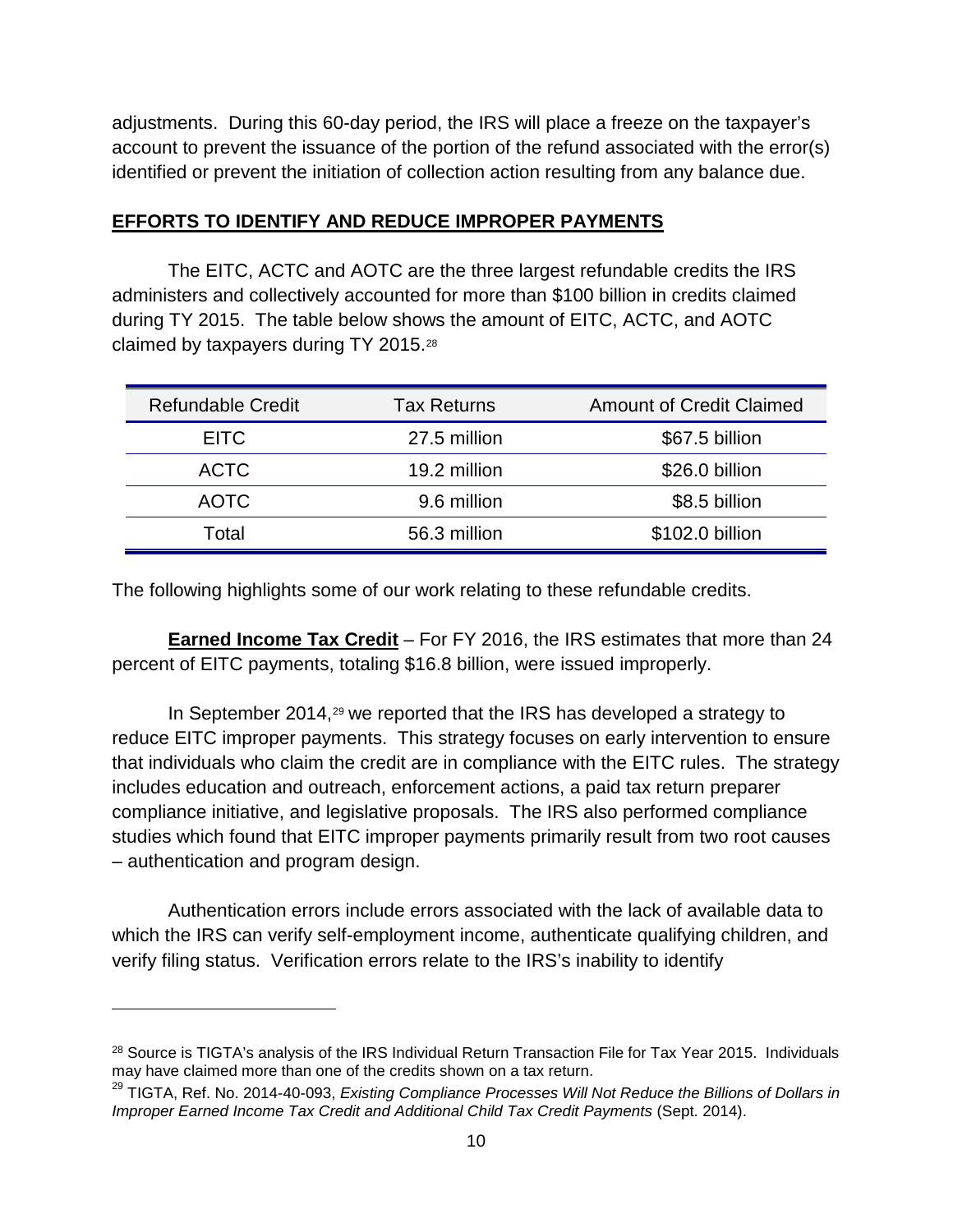adjustments. During this 60-day period, the IRS will place a freeze on the taxpayer's account to prevent the issuance of the portion of the refund associated with the error(s) identified or prevent the initiation of collection action resulting from any balance due.

## EFFORTS TO IDENTIFY AND REDUCE IMPROPER PAYMENTS

The EITC, ACTC and AOTC are the three largest refundable credits the IRS administers and collectively accounted for more than $100 billion in credits claimed during TY 2015. The table below shows the amount of EITC, ACTC, and AOTC claimed by taxpayers during TY 2015.[28]

| Refundable Credit | Tax Returns | Amount of Credit Claimed |
|---|---|---|
| EITC | 27.5 million | $67.5 billion |
| ACTC | 19.2 million | $26.0 billion |
| AOTC | 9.6 million | $8.5 billion |
| Total | 56.3 million | $102.0 billion |

The following highlights some of our work relating to these refundable credits.

**Earned Income Tax Credit** – For FY 2016, the IRS estimates that more than 24 percent of EITC payments, totaling $16.8 billion, were issued improperly.

In September 2014,[29] we reported that the IRS has developed a strategy to reduce EITC improper payments. This strategy focuses on early intervention to ensure that individuals who claim the credit are in compliance with the EITC rules. The strategy includes education and outreach, enforcement actions, a paid tax return preparer compliance initiative, and legislative proposals. The IRS also performed compliance studies which found that EITC improper payments primarily result from two root causes – authentication and program design.

Authentication errors include errors associated with the lack of available data to which the IRS can verify self-employment income, authenticate qualifying children, and verify filing status. Verification errors relate to the IRS's inability to identify

---

[28] Source is TIGTA's analysis of the IRS Individual Return Transaction File for Tax Year 2015. Individuals may have claimed more than one of the credits shown on a tax return.

[29] TIGTA, Ref. No. 2014-40-093, *Existing Compliance Processes Will Not Reduce the Billions of Dollars in Improper Earned Income Tax Credit and Additional Child Tax Credit Payments* (Sept. 2014).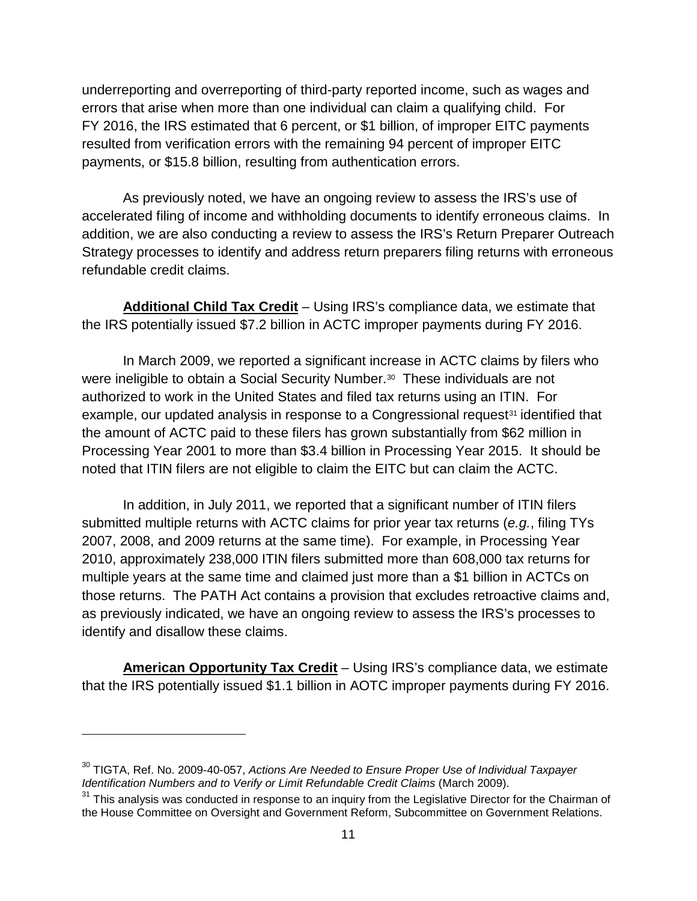underreporting and overreporting of third-party reported income, such as wages and errors that arise when more than one individual can claim a qualifying child. For FY 2016, the IRS estimated that 6 percent, or $1 billion, of improper EITC payments resulted from verification errors with the remaining 94 percent of improper EITC payments, or $15.8 billion, resulting from authentication errors.

As previously noted, we have an ongoing review to assess the IRS's use of accelerated filing of income and withholding documents to identify erroneous claims. In addition, we are also conducting a review to assess the IRS's Return Preparer Outreach Strategy processes to identify and address return preparers filing returns with erroneous refundable credit claims.

**Additional Child Tax Credit** – Using IRS's compliance data, we estimate that the IRS potentially issued $7.2 billion in ACTC improper payments during FY 2016.

In March 2009, we reported a significant increase in ACTC claims by filers who were ineligible to obtain a Social Security Number.[30] These individuals are not authorized to work in the United States and filed tax returns using an ITIN. For example, our updated analysis in response to a Congressional request[31] identified that the amount of ACTC paid to these filers has grown substantially from $62 million in Processing Year 2001 to more than $3.4 billion in Processing Year 2015. It should be noted that ITIN filers are not eligible to claim the EITC but can claim the ACTC.

In addition, in July 2011, we reported that a significant number of ITIN filers submitted multiple returns with ACTC claims for prior year tax returns (*e.g.*, filing TYs 2007, 2008, and 2009 returns at the same time). For example, in Processing Year 2010, approximately 238,000 ITIN filers submitted more than 608,000 tax returns for multiple years at the same time and claimed just more than a $1 billion in ACTCs on those returns. The PATH Act contains a provision that excludes retroactive claims and, as previously indicated, we have an ongoing review to assess the IRS's processes to identify and disallow these claims.

**American Opportunity Tax Credit** – Using IRS's compliance data, we estimate that the IRS potentially issued $1.1 billion in AOTC improper payments during FY 2016.

---

[30] TIGTA, Ref. No. 2009-40-057, *Actions Are Needed to Ensure Proper Use of Individual Taxpayer Identification Numbers and to Verify or Limit Refundable Credit Claims* (March 2009).

[31] This analysis was conducted in response to an inquiry from the Legislative Director for the Chairman of the House Committee on Oversight and Government Reform, Subcommittee on Government Relations.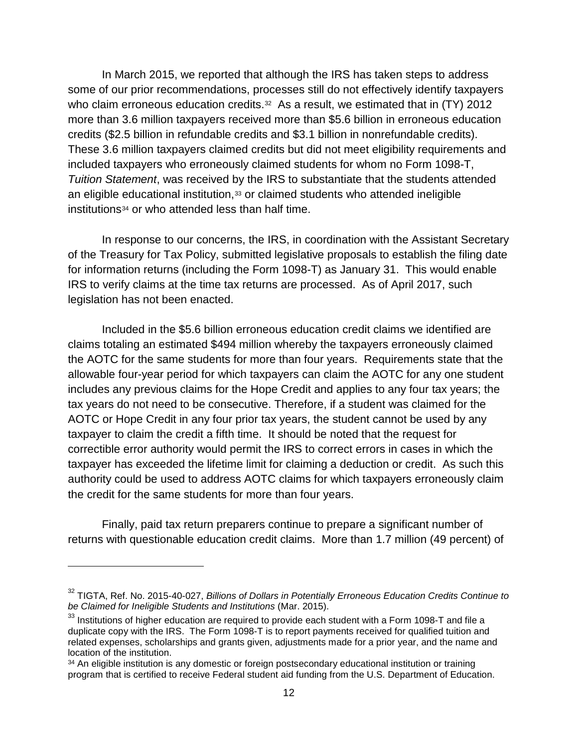In March 2015, we reported that although the IRS has taken steps to address some of our prior recommendations, processes still do not effectively identify taxpayers who claim erroneous education credits.[32] As a result, we estimated that in (TY) 2012 more than 3.6 million taxpayers received more than $5.6 billion in erroneous education credits ($2.5 billion in refundable credits and $3.1 billion in nonrefundable credits). These 3.6 million taxpayers claimed credits but did not meet eligibility requirements and included taxpayers who erroneously claimed students for whom no Form 1098-T, *Tuition Statement*, was received by the IRS to substantiate that the students attended an eligible educational institution,[33] or claimed students who attended ineligible institutions[34] or who attended less than half time.

In response to our concerns, the IRS, in coordination with the Assistant Secretary of the Treasury for Tax Policy, submitted legislative proposals to establish the filing date for information returns (including the Form 1098-T) as January 31. This would enable IRS to verify claims at the time tax returns are processed. As of April 2017, such legislation has not been enacted.

Included in the $5.6 billion erroneous education credit claims we identified are claims totaling an estimated $494 million whereby the taxpayers erroneously claimed the AOTC for the same students for more than four years. Requirements state that the allowable four-year period for which taxpayers can claim the AOTC for any one student includes any previous claims for the Hope Credit and applies to any four tax years; the tax years do not need to be consecutive. Therefore, if a student was claimed for the AOTC or Hope Credit in any four prior tax years, the student cannot be used by any taxpayer to claim the credit a fifth time. It should be noted that the request for correctible error authority would permit the IRS to correct errors in cases in which the taxpayer has exceeded the lifetime limit for claiming a deduction or credit. As such this authority could be used to address AOTC claims for which taxpayers erroneously claim the credit for the same students for more than four years.

Finally, paid tax return preparers continue to prepare a significant number of returns with questionable education credit claims. More than 1.7 million (49 percent) of

---

[32] TIGTA, Ref. No. 2015-40-027, *Billions of Dollars in Potentially Erroneous Education Credits Continue to be Claimed for Ineligible Students and Institutions* (Mar. 2015).

[33] Institutions of higher education are required to provide each student with a Form 1098-T and file a duplicate copy with the IRS. The Form 1098-T is to report payments received for qualified tuition and related expenses, scholarships and grants given, adjustments made for a prior year, and the name and location of the institution.

[34] An eligible institution is any domestic or foreign postsecondary educational institution or training program that is certified to receive Federal student aid funding from the U.S. Department of Education.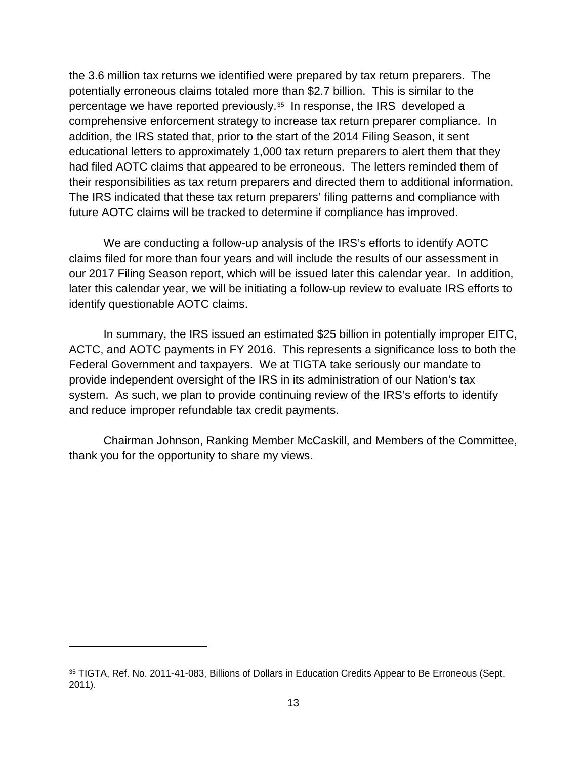the 3.6 million tax returns we identified were prepared by tax return preparers. The potentially erroneous claims totaled more than $2.7 billion. This is similar to the percentage we have reported previously.[35] In response, the IRS developed a comprehensive enforcement strategy to increase tax return preparer compliance. In addition, the IRS stated that, prior to the start of the 2014 Filing Season, it sent educational letters to approximately 1,000 tax return preparers to alert them that they had filed AOTC claims that appeared to be erroneous. The letters reminded them of their responsibilities as tax return preparers and directed them to additional information. The IRS indicated that these tax return preparers' filing patterns and compliance with future AOTC claims will be tracked to determine if compliance has improved.

We are conducting a follow-up analysis of the IRS's efforts to identify AOTC claims filed for more than four years and will include the results of our assessment in our 2017 Filing Season report, which will be issued later this calendar year. In addition, later this calendar year, we will be initiating a follow-up review to evaluate IRS efforts to identify questionable AOTC claims.

In summary, the IRS issued an estimated $25 billion in potentially improper EITC, ACTC, and AOTC payments in FY 2016. This represents a significance loss to both the Federal Government and taxpayers. We at TIGTA take seriously our mandate to provide independent oversight of the IRS in its administration of our Nation's tax system. As such, we plan to provide continuing review of the IRS's efforts to identify and reduce improper refundable tax credit payments.

Chairman Johnson, Ranking Member McCaskill, and Members of the Committee, thank you for the opportunity to share my views.

---

[35] TIGTA, Ref. No. 2011-41-083, Billions of Dollars in Education Credits Appear to Be Erroneous (Sept. 2011).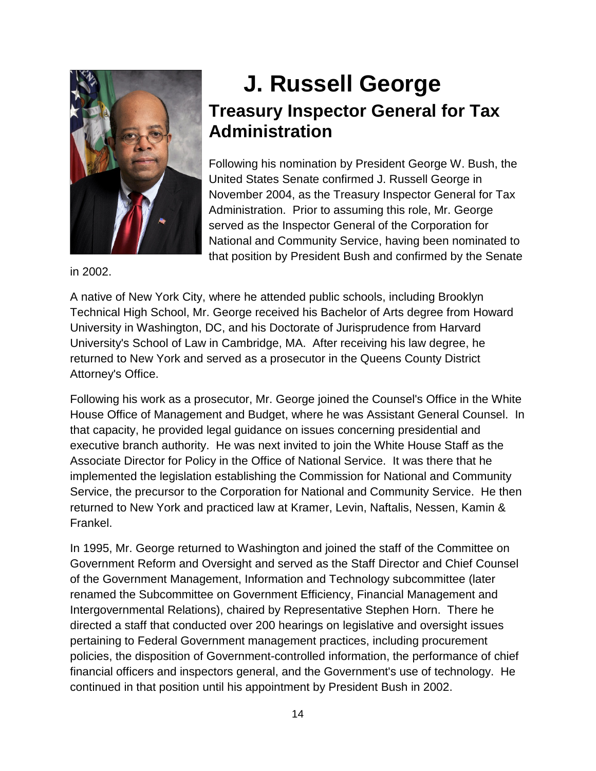# J. Russell George

## Treasury Inspector General for Tax Administration

Following his nomination by President George W. Bush, the United States Senate confirmed J. Russell George in November 2004, as the Treasury Inspector General for Tax Administration. Prior to assuming this role, Mr. George served as the Inspector General of the Corporation for National and Community Service, having been nominated to that position by President Bush and confirmed by the Senate in 2002.

A native of New York City, where he attended public schools, including Brooklyn Technical High School, Mr. George received his Bachelor of Arts degree from Howard University in Washington, DC, and his Doctorate of Jurisprudence from Harvard University's School of Law in Cambridge, MA. After receiving his law degree, he returned to New York and served as a prosecutor in the Queens County District Attorney's Office.

Following his work as a prosecutor, Mr. George joined the Counsel's Office in the White House Office of Management and Budget, where he was Assistant General Counsel. In that capacity, he provided legal guidance on issues concerning presidential and executive branch authority. He was next invited to join the White House Staff as the Associate Director for Policy in the Office of National Service. It was there that he implemented the legislation establishing the Commission for National and Community Service, the precursor to the Corporation for National and Community Service. He then returned to New York and practiced law at Kramer, Levin, Naftalis, Nessen, Kamin & Frankel.

In 1995, Mr. George returned to Washington and joined the staff of the Committee on Government Reform and Oversight and served as the Staff Director and Chief Counsel of the Government Management, Information and Technology subcommittee (later renamed the Subcommittee on Government Efficiency, Financial Management and Intergovernmental Relations), chaired by Representative Stephen Horn. There he directed a staff that conducted over 200 hearings on legislative and oversight issues pertaining to Federal Government management practices, including procurement policies, the disposition of Government-controlled information, the performance of chief financial officers and inspectors general, and the Government's use of technology. He continued in that position until his appointment by President Bush in 2002.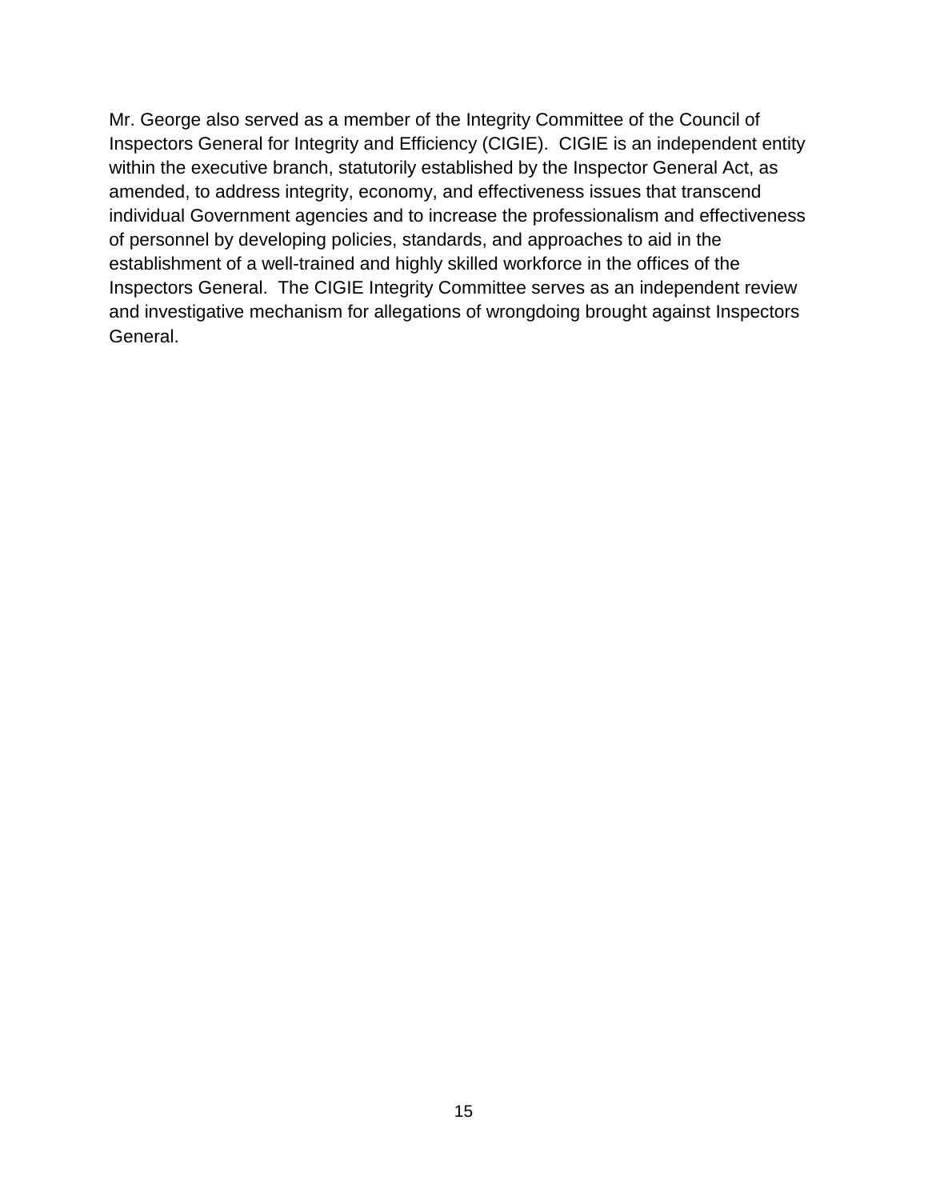Mr. George also served as a member of the Integrity Committee of the Council of Inspectors General for Integrity and Efficiency (CIGIE). CIGIE is an independent entity within the executive branch, statutorily established by the Inspector General Act, as amended, to address integrity, economy, and effectiveness issues that transcend individual Government agencies and to increase the professionalism and effectiveness of personnel by developing policies, standards, and approaches to aid in the establishment of a well-trained and highly skilled workforce in the offices of the Inspectors General. The CIGIE Integrity Committee serves as an independent review and investigative mechanism for allegations of wrongdoing brought against Inspectors General.